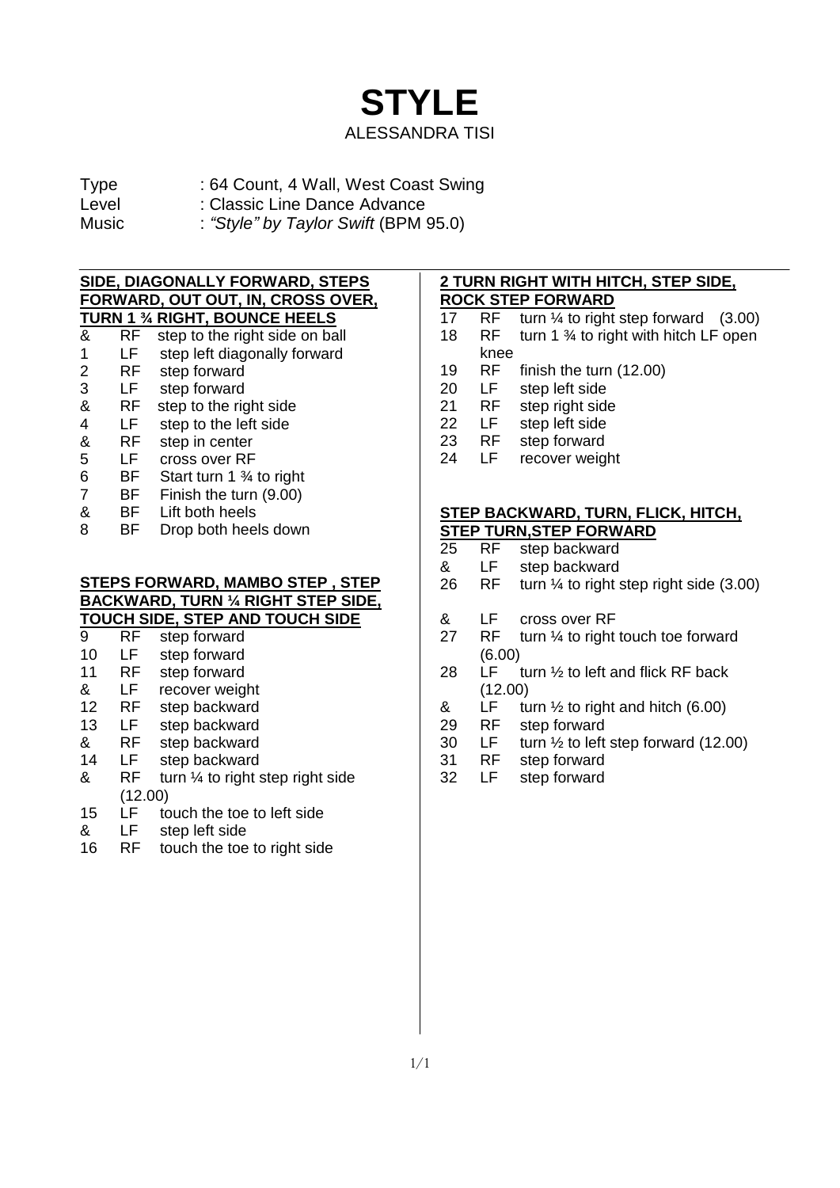# STYLE

ALESSANDRA TISI

Type : 64 Count, 4 Wall, West Coast Swing
Level : Classic Line Dance Advance
Music : *"Style" by Taylor Swift* (BPM 95.0)

## SIDE, DIAGONALLY FORWARD, STEPS FORWARD, OUT OUT, IN, CROSS OVER, TURN 1 ¾ RIGHT, BOUNCE HEELS

| | | |
|---|---|---|
| & | RF | step to the right side on ball |
| 1 | LF | step left diagonally forward |
| 2 | RF | step forward |
| 3 | LF | step forward |
| & | RF | step to the right side |
| 4 | LF | step to the left side |
| & | RF | step in center |
| 5 | LF | cross over RF |
| 6 | BF | Start turn 1 ¾ to right |
| 7 | BF | Finish the turn (9.00) |
| & | BF | Lift both heels |
| 8 | BF | Drop both heels down |

## STEPS FORWARD, MAMBO STEP , STEP BACKWARD, TURN ¼ RIGHT STEP SIDE, TOUCH SIDE, STEP AND TOUCH SIDE

| | | |
|---|---|---|
| 9 | RF | step forward |
| 10 | LF | step forward |
| 11 | RF | step forward |
| & | LF | recover weight |
| 12 | RF | step backward |
| 13 | LF | step backward |
| & | RF | step backward |
| 14 | LF | step backward |
| & | RF | turn ¼ to right step right side (12.00) |
| 15 | LF | touch the toe to left side |
| & | LF | step left side |
| 16 | RF | touch the toe to right side |

## 2 TURN RIGHT WITH HITCH, STEP SIDE, ROCK STEP FORWARD

| | | |
|---|---|---|
| 17 | RF | turn ¼ to right step forward (3.00) |
| 18 | RF | turn 1 ¾ to right with hitch LF open knee |
| 19 | RF | finish the turn (12.00) |
| 20 | LF | step left side |
| 21 | RF | step right side |
| 22 | LF | step left side |
| 23 | RF | step forward |
| 24 | LF | recover weight |

## STEP BACKWARD, TURN, FLICK, HITCH, STEP TURN,STEP FORWARD

| | | |
|---|---|---|
| 25 | RF | step backward |
| & | LF | step backward |
| 26 | RF | turn ¼ to right step right side (3.00) |
| & | LF | cross over RF |
| 27 | RF | turn ¼ to right touch toe forward (6.00) |
| 28 | LF | turn ½ to left and flick RF back (12.00) |
| & | LF | turn ½ to right and hitch (6.00) |
| 29 | RF | step forward |
| 30 | LF | turn ½ to left step forward (12.00) |
| 31 | RF | step forward |
| 32 | LF | step forward |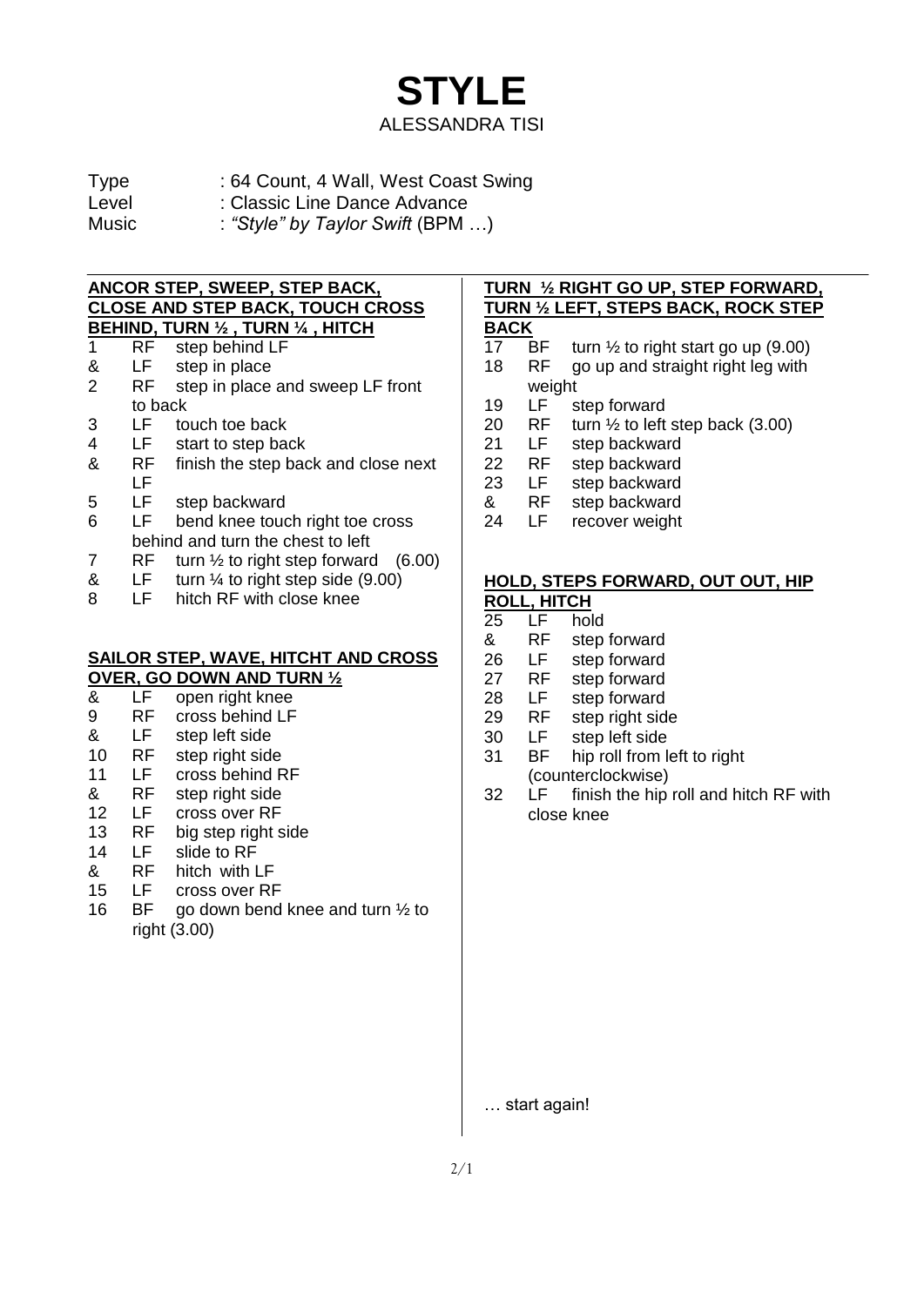# STYLE

ALESSANDRA TISI

Type : 64 Count, 4 Wall, West Coast Swing
Level : Classic Line Dance Advance
Music : *"Style" by Taylor Swift* (BPM …)

## ANCOR STEP, SWEEP, STEP BACK, CLOSE AND STEP BACK, TOUCH CROSS BEHIND, TURN ½ , TURN ¼ , HITCH

| | | |
|---|---|---|
| 1 | RF | step behind LF |
| & | LF | step in place |
| 2 | RF | step in place and sweep LF front to back |
| 3 | LF | touch toe back |
| 4 | LF | start to step back |
| & | RF | finish the step back and close next LF |
| 5 | LF | step backward |
| 6 | LF | bend knee touch right toe cross behind and turn the chest to left |
| 7 | RF | turn ½ to right step forward (6.00) |
| & | LF | turn ¼ to right step side (9.00) |
| 8 | LF | hitch RF with close knee |

## SAILOR STEP, WAVE, HITCHT AND CROSS OVER, GO DOWN AND TURN ½

| | | |
|---|---|---|
| & | LF | open right knee |
| 9 | RF | cross behind LF |
| & | LF | step left side |
| 10 | RF | step right side |
| 11 | LF | cross behind RF |
| & | RF | step right side |
| 12 | LF | cross over RF |
| 13 | RF | big step right side |
| 14 | LF | slide to RF |
| & | RF | hitch with LF |
| 15 | LF | cross over RF |
| 16 | BF | go down bend knee and turn ½ to right (3.00) |

## TURN ½ RIGHT GO UP, STEP FORWARD, TURN ½ LEFT, STEPS BACK, ROCK STEP BACK

| | | |
|---|---|---|
| 17 | BF | turn ½ to right start go up (9.00) |
| 18 | RF | go up and straight right leg with weight |
| 19 | LF | step forward |
| 20 | RF | turn ½ to left step back (3.00) |
| 21 | LF | step backward |
| 22 | RF | step backward |
| 23 | LF | step backward |
| & | RF | step backward |
| 24 | LF | recover weight |

## HOLD, STEPS FORWARD, OUT OUT, HIP ROLL, HITCH

| | | |
|---|---|---|
| 25 | LF | hold |
| & | RF | step forward |
| 26 | LF | step forward |
| 27 | RF | step forward |
| 28 | LF | step forward |
| 29 | RF | step right side |
| 30 | LF | step left side |
| 31 | BF | hip roll from left to right (counterclockwise) |
| 32 | LF | finish the hip roll and hitch RF with close knee |

… start again!